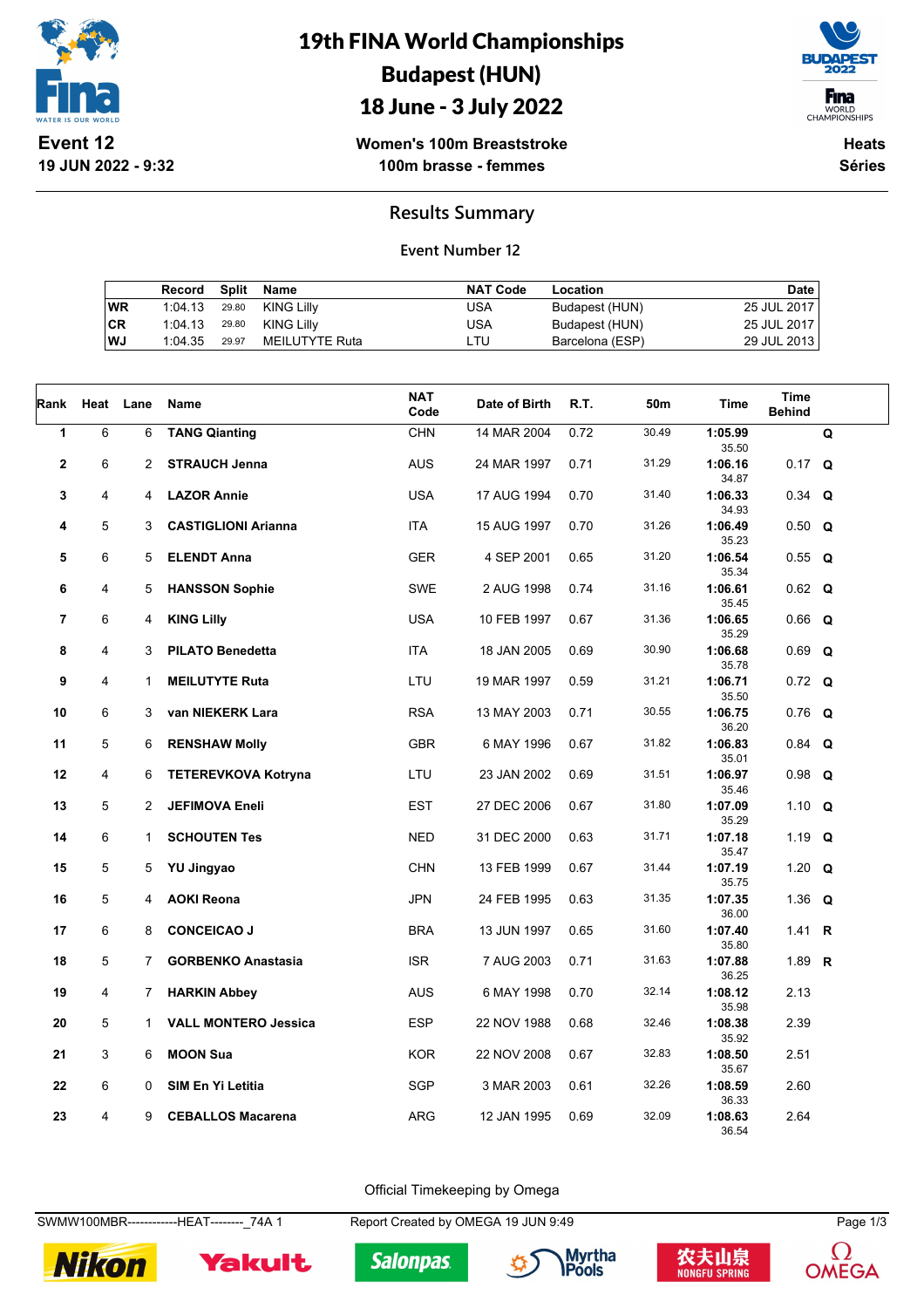# 19th FINA World Championships
# Budapest (HUN)
# 18 June - 3 July 2022

**Event 12**
**19 JUN 2022 - 9:32**

**Women's 100m Breaststroke**
**100m brasse - femmes**

**Heats**
**Séries**

## Results Summary

### Event Number 12

| | Record | Split | Name | NAT Code | Location | Date |
|---|---|---|---|---|---|---|
| WR | 1:04.13 | 29.80 | KING Lilly | USA | Budapest (HUN) | 25 JUL 2017 |
| CR | 1:04.13 | 29.80 | KING Lilly | USA | Budapest (HUN) | 25 JUL 2017 |
| WJ | 1:04.35 | 29.97 | MEILUTYTE Ruta | LTU | Barcelona (ESP) | 29 JUL 2013 |

| Rank | Heat | Lane | Name | NAT Code | Date of Birth | R.T. | 50m | Time | Time Behind | |
|---|---|---|---|---|---|---|---|---|---|---|
| 1 | 6 | 6 | **TANG Qianting** | CHN | 14 MAR 2004 | 0.72 | 30.49 | **1:05.99** 35.50 | | **Q** |
| 2 | 6 | 2 | **STRAUCH Jenna** | AUS | 24 MAR 1997 | 0.71 | 31.29 | **1:06.16** 34.87 | 0.17 | **Q** |
| 3 | 4 | 4 | **LAZOR Annie** | USA | 17 AUG 1994 | 0.70 | 31.40 | **1:06.33** 34.93 | 0.34 | **Q** |
| 4 | 5 | 3 | **CASTIGLIONI Arianna** | ITA | 15 AUG 1997 | 0.70 | 31.26 | **1:06.49** 35.23 | 0.50 | **Q** |
| 5 | 6 | 5 | **ELENDT Anna** | GER | 4 SEP 2001 | 0.65 | 31.20 | **1:06.54** 35.34 | 0.55 | **Q** |
| 6 | 4 | 5 | **HANSSON Sophie** | SWE | 2 AUG 1998 | 0.74 | 31.16 | **1:06.61** 35.45 | 0.62 | **Q** |
| 7 | 6 | 4 | **KING Lilly** | USA | 10 FEB 1997 | 0.67 | 31.36 | **1:06.65** 35.29 | 0.66 | **Q** |
| 8 | 4 | 3 | **PILATO Benedetta** | ITA | 18 JAN 2005 | 0.69 | 30.90 | **1:06.68** 35.78 | 0.69 | **Q** |
| 9 | 4 | 1 | **MEILUTYTE Ruta** | LTU | 19 MAR 1997 | 0.59 | 31.21 | **1:06.71** 35.50 | 0.72 | **Q** |
| 10 | 6 | 3 | **van NIEKERK Lara** | RSA | 13 MAY 2003 | 0.71 | 30.55 | **1:06.75** 36.20 | 0.76 | **Q** |
| 11 | 5 | 6 | **RENSHAW Molly** | GBR | 6 MAY 1996 | 0.67 | 31.82 | **1:06.83** 35.01 | 0.84 | **Q** |
| 12 | 4 | 6 | **TETEREVKOVA Kotryna** | LTU | 23 JAN 2002 | 0.69 | 31.51 | **1:06.97** 35.46 | 0.98 | **Q** |
| 13 | 5 | 2 | **JEFIMOVA Eneli** | EST | 27 DEC 2006 | 0.67 | 31.80 | **1:07.09** 35.29 | 1.10 | **Q** |
| 14 | 6 | 1 | **SCHOUTEN Tes** | NED | 31 DEC 2000 | 0.63 | 31.71 | **1:07.18** 35.47 | 1.19 | **Q** |
| 15 | 5 | 5 | **YU Jingyao** | CHN | 13 FEB 1999 | 0.67 | 31.44 | **1:07.19** 35.75 | 1.20 | **Q** |
| 16 | 5 | 4 | **AOKI Reona** | JPN | 24 FEB 1995 | 0.63 | 31.35 | **1:07.35** 36.00 | 1.36 | **Q** |
| 17 | 6 | 8 | **CONCEICAO J** | BRA | 13 JUN 1997 | 0.65 | 31.60 | **1:07.40** 35.80 | 1.41 | **R** |
| 18 | 5 | 7 | **GORBENKO Anastasia** | ISR | 7 AUG 2003 | 0.71 | 31.63 | **1:07.88** 36.25 | 1.89 | **R** |
| 19 | 4 | 7 | **HARKIN Abbey** | AUS | 6 MAY 1998 | 0.70 | 32.14 | **1:08.12** 35.98 | 2.13 | |
| 20 | 5 | 1 | **VALL MONTERO Jessica** | ESP | 22 NOV 1988 | 0.68 | 32.46 | **1:08.38** 35.92 | 2.39 | |
| 21 | 3 | 6 | **MOON Sua** | KOR | 22 NOV 2008 | 0.67 | 32.83 | **1:08.50** 35.67 | 2.51 | |
| 22 | 6 | 0 | **SIM En Yi Letitia** | SGP | 3 MAR 2003 | 0.61 | 32.26 | **1:08.59** 36.33 | 2.60 | |
| 23 | 4 | 9 | **CEBALLOS Macarena** | ARG | 12 JAN 1995 | 0.69 | 32.09 | **1:08.63** 36.54 | 2.64 | |

Official Timekeeping by Omega

SWMW100MBR------------HEAT--------_74A 1 Report Created by OMEGA 19 JUN 9:49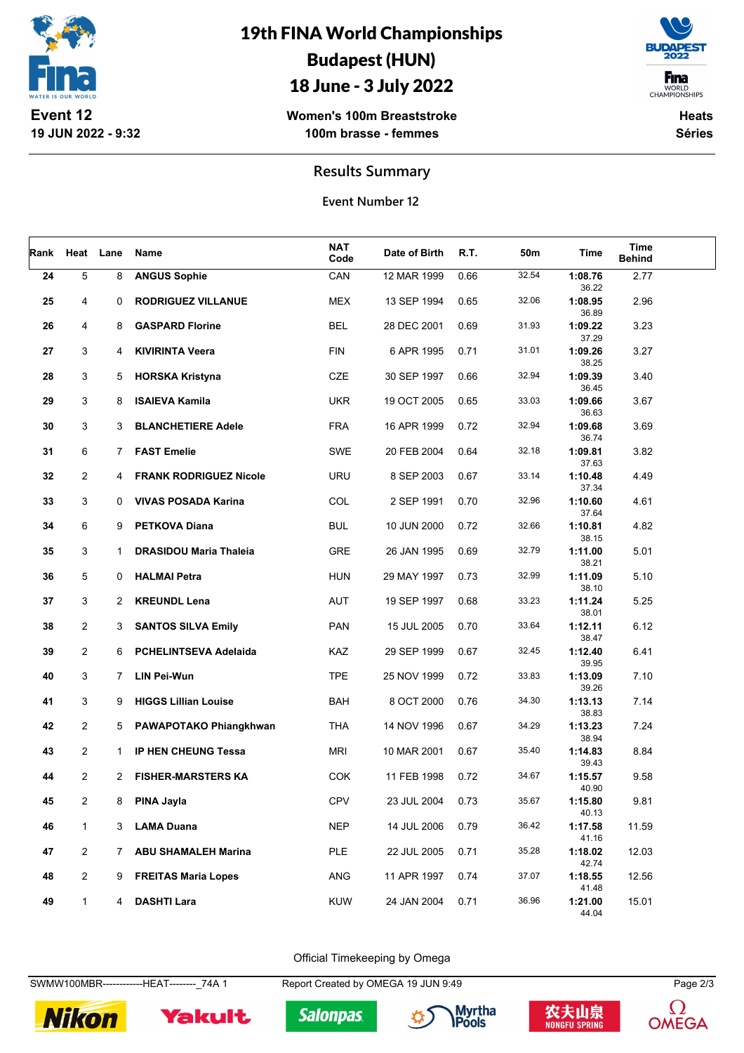# 19th FINA World Championships
## Budapest (HUN)
## 18 June - 3 July 2022

**Event 12**
**19 JUN 2022 - 9:32**

**Women's 100m Breaststroke**
**100m brasse - femmes**

**Heats**
**Séries**

### Results Summary

**Event Number 12**

| Rank | Heat | Lane | Name | NAT Code | Date of Birth | R.T. | 50m | Time | Time Behind |
|---|---|---|---|---|---|---|---|---|---|
| 24 | 5 | 8 | **ANGUS Sophie** | CAN | 12 MAR 1999 | 0.66 | 32.54 | **1:08.76** 36.22 | 2.77 |
| 25 | 4 | 0 | **RODRIGUEZ VILLANUE** | MEX | 13 SEP 1994 | 0.65 | 32.06 | **1:08.95** 36.89 | 2.96 |
| 26 | 4 | 8 | **GASPARD Florine** | BEL | 28 DEC 2001 | 0.69 | 31.93 | **1:09.22** 37.29 | 3.23 |
| 27 | 3 | 4 | **KIVIRINTA Veera** | FIN | 6 APR 1995 | 0.71 | 31.01 | **1:09.26** 38.25 | 3.27 |
| 28 | 3 | 5 | **HORSKA Kristyna** | CZE | 30 SEP 1997 | 0.66 | 32.94 | **1:09.39** 36.45 | 3.40 |
| 29 | 3 | 8 | **ISAIEVA Kamila** | UKR | 19 OCT 2005 | 0.65 | 33.03 | **1:09.66** 36.63 | 3.67 |
| 30 | 3 | 3 | **BLANCHETIERE Adele** | FRA | 16 APR 1999 | 0.72 | 32.94 | **1:09.68** 36.74 | 3.69 |
| 31 | 6 | 7 | **FAST Emelie** | SWE | 20 FEB 2004 | 0.64 | 32.18 | **1:09.81** 37.63 | 3.82 |
| 32 | 2 | 4 | **FRANK RODRIGUEZ Nicole** | URU | 8 SEP 2003 | 0.67 | 33.14 | **1:10.48** 37.34 | 4.49 |
| 33 | 3 | 0 | **VIVAS POSADA Karina** | COL | 2 SEP 1991 | 0.70 | 32.96 | **1:10.60** 37.64 | 4.61 |
| 34 | 6 | 9 | **PETKOVA Diana** | BUL | 10 JUN 2000 | 0.72 | 32.66 | **1:10.81** 38.15 | 4.82 |
| 35 | 3 | 1 | **DRASIDOU Maria Thaleia** | GRE | 26 JAN 1995 | 0.69 | 32.79 | **1:11.00** 38.21 | 5.01 |
| 36 | 5 | 0 | **HALMAI Petra** | HUN | 29 MAY 1997 | 0.73 | 32.99 | **1:11.09** 38.10 | 5.10 |
| 37 | 3 | 2 | **KREUNDL Lena** | AUT | 19 SEP 1997 | 0.68 | 33.23 | **1:11.24** 38.01 | 5.25 |
| 38 | 2 | 3 | **SANTOS SILVA Emily** | PAN | 15 JUL 2005 | 0.70 | 33.64 | **1:12.11** 38.47 | 6.12 |
| 39 | 2 | 6 | **PCHELINTSEVA Adelaida** | KAZ | 29 SEP 1999 | 0.67 | 32.45 | **1:12.40** 39.95 | 6.41 |
| 40 | 3 | 7 | **LIN Pei-Wun** | TPE | 25 NOV 1999 | 0.72 | 33.83 | **1:13.09** 39.26 | 7.10 |
| 41 | 3 | 9 | **HIGGS Lillian Louise** | BAH | 8 OCT 2000 | 0.76 | 34.30 | **1:13.13** 38.83 | 7.14 |
| 42 | 2 | 5 | **PAWAPOTAKO Phiangkhwan** | THA | 14 NOV 1996 | 0.67 | 34.29 | **1:13.23** 38.94 | 7.24 |
| 43 | 2 | 1 | **IP HEN CHEUNG Tessa** | MRI | 10 MAR 2001 | 0.67 | 35.40 | **1:14.83** 39.43 | 8.84 |
| 44 | 2 | 2 | **FISHER-MARSTERS KA** | COK | 11 FEB 1998 | 0.72 | 34.67 | **1:15.57** 40.90 | 9.58 |
| 45 | 2 | 8 | **PINA Jayla** | CPV | 23 JUL 2004 | 0.73 | 35.67 | **1:15.80** 40.13 | 9.81 |
| 46 | 1 | 3 | **LAMA Duana** | NEP | 14 JUL 2006 | 0.79 | 36.42 | **1:17.58** 41.16 | 11.59 |
| 47 | 2 | 7 | **ABU SHAMALEH Marina** | PLE | 22 JUL 2005 | 0.71 | 35.28 | **1:18.02** 42.74 | 12.03 |
| 48 | 2 | 9 | **FREITAS Maria Lopes** | ANG | 11 APR 1997 | 0.74 | 37.07 | **1:18.55** 41.48 | 12.56 |
| 49 | 1 | 4 | **DASHTI Lara** | KUW | 24 JAN 2004 | 0.71 | 36.96 | **1:21.00** 44.04 | 15.01 |

Official Timekeeping by Omega

SWMW100MBR------------HEAT--------_74A 1 Report Created by OMEGA 19 JUN 9:49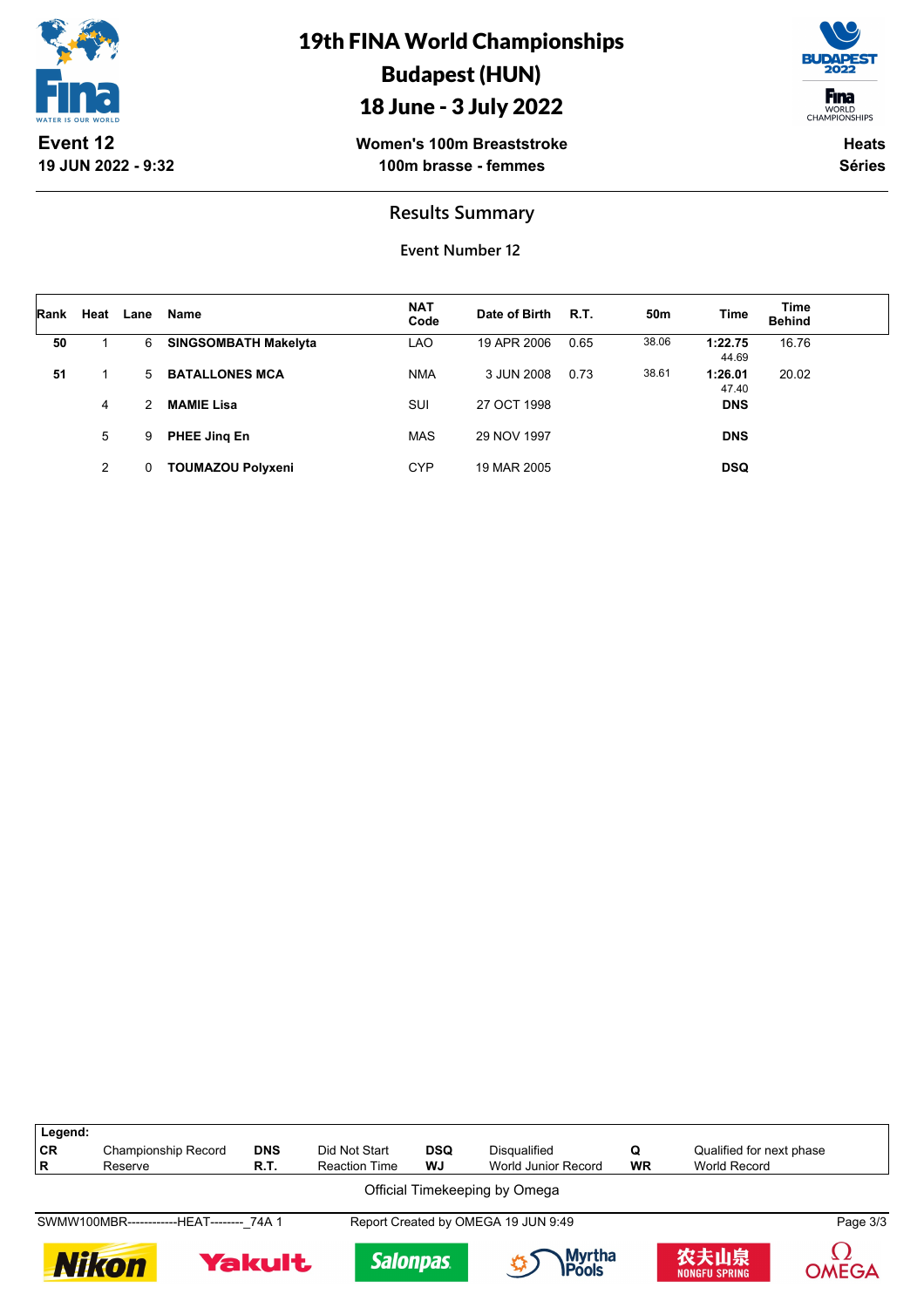# 19th FINA World Championships
# Budapest (HUN)
# 18 June - 3 July 2022

**Event 12**
**19 JUN 2022 - 9:32**

**Women's 100m Breaststroke**
**100m brasse - femmes**

**Heats**
**Séries**

## Results Summary

### Event Number 12

| Rank | Heat | Lane | Name | NAT Code | Date of Birth | R.T. | 50m | Time | Time Behind |
|---|---|---|---|---|---|---|---|---|---|
| 50 | 1 | 6 | **SINGSOMBATH Makelyta** | LAO | 19 APR 2006 | 0.65 | 38.06 | **1:22.75** 44.69 | 16.76 |
| 51 | 1 | 5 | **BATALLONES MCA** | NMA | 3 JUN 2008 | 0.73 | 38.61 | **1:26.01** 47.40 | 20.02 |
| | 4 | 2 | **MAMIE Lisa** | SUI | 27 OCT 1998 | | | **DNS** | |
| | 5 | 9 | **PHEE Jinq En** | MAS | 29 NOV 1997 | | | **DNS** | |
| | 2 | 0 | **TOUMAZOU Polyxeni** | CYP | 19 MAR 2005 | | | **DSQ** | |

**Legend:**

| | | | | | | | |
|---|---|---|---|---|---|---|---|
| **CR** | Championship Record | **DNS** | Did Not Start | **DSQ** | Disqualified | **Q** | Qualified for next phase |
| **R** | Reserve | **R.T.** | Reaction Time | **WJ** | World Junior Record | **WR** | World Record |

Official Timekeeping by Omega

SWMW100MBR------------HEAT--------_74A 1 — Report Created by OMEGA 19 JUN 9:49